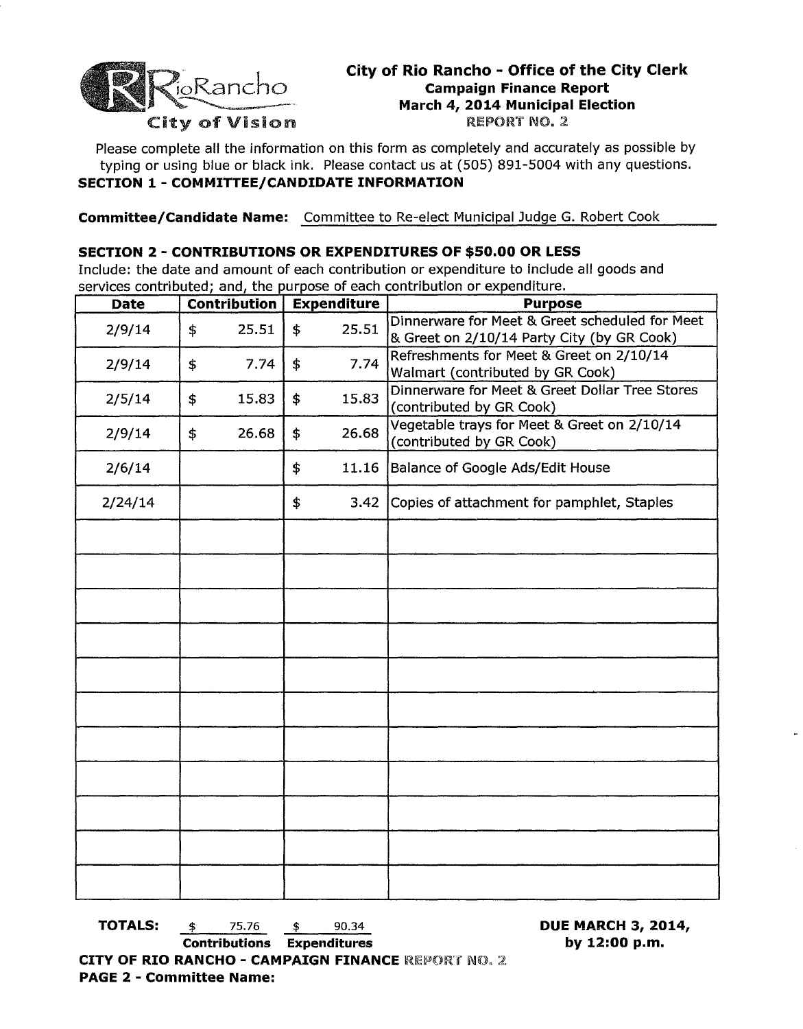RioRancho
City of Vision

## City of Rio Rancho - Office of the City Clerk
### Campaign Finance Report
### March 4, 2014 Municipal Election
### REPORT NO. 2

Please complete all the information on this form as completely and accurately as possible by typing or using blue or black ink. Please contact us at (505) 891-5004 with any questions.

**SECTION 1 - COMMITTEE/CANDIDATE INFORMATION**

**Committee/Candidate Name:** Committee to Re-elect Municipal Judge G. Robert Cook

**SECTION 2 - CONTRIBUTIONS OR EXPENDITURES OF $50.00 OR LESS**

Include: the date and amount of each contribution or expenditure to include all goods and services contributed; and, the purpose of each contribution or expenditure.

| Date | Contribution | Expenditure | Purpose |
|---|---|---|---|
| 2/9/14 | $ 25.51 | $ 25.51 | Dinnerware for Meet & Greet scheduled for Meet & Greet on 2/10/14 Party City (by GR Cook) |
| 2/9/14 | $ 7.74 | $ 7.74 | Refreshments for Meet & Greet on 2/10/14 Walmart (contributed by GR Cook) |
| 2/5/14 | $ 15.83 | $ 15.83 | Dinnerware for Meet & Greet Dollar Tree Stores (contributed by GR Cook) |
| 2/9/14 | $ 26.68 | $ 26.68 | Vegetable trays for Meet & Greet on 2/10/14 (contributed by GR Cook) |
| 2/6/14 | | $ 11.16 | Balance of Google Ads/Edit House |
| 2/24/14 | | $ 3.42 | Copies of attachment for pamphlet, Staples |
| | | | |
| | | | |
| | | | |
| | | | |
| | | | |
| | | | |
| | | | |
| | | | |
| | | | |
| | | | |
| | | | |

**TOTALS:** $ 75.76 **Contributions** $ 90.34 **Expenditures**

**DUE MARCH 3, 2014, by 12:00 p.m.**

**CITY OF RIO RANCHO - CAMPAIGN FINANCE REPORT NO. 2**
**PAGE 2 - Committee Name:**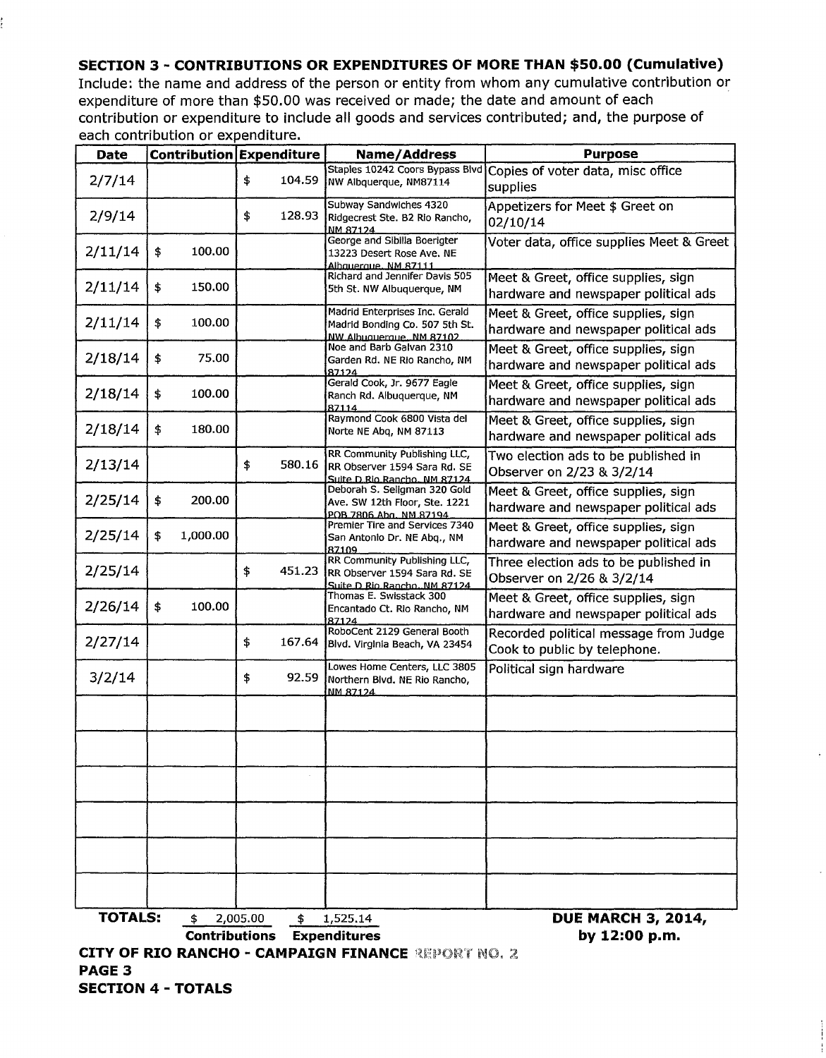**SECTION 3 - CONTRIBUTIONS OR EXPENDITURES OF MORE THAN $50.00 (Cumulative)**

Include: the name and address of the person or entity from whom any cumulative contribution or expenditure of more than $50.00 was received or made; the date and amount of each contribution or expenditure to include all goods and services contributed; and, the purpose of each contribution or expenditure.

| Date | Contribution | Expenditure | Name/Address | Purpose |
|---|---|---|---|---|
| 2/7/14 | | $ 104.59 | Staples 10242 Coors Bypass Blvd NW Albquerque, NM87114 | Copies of voter data, misc office supplies |
| 2/9/14 | | $ 128.93 | Subway Sandwiches 4320 Ridgecrest Ste. B2 Rio Rancho, NM 87124 | Appetizers for Meet $ Greet on 02/10/14 |
| 2/11/14 | $ 100.00 | | George and Sibilla Boerigter 13223 Desert Rose Ave. NE Albuquerque, NM 87111 | Voter data, office supplies Meet & Greet |
| 2/11/14 | $ 150.00 | | Richard and Jennifer Davis 505 5th St. NW Albuquerque, NM | Meet & Greet, office supplies, sign hardware and newspaper political ads |
| 2/11/14 | $ 100.00 | | Madrid Enterprises Inc. Gerald Madrid Bonding Co. 507 5th St. NW Albuquerque, NM 87102 | Meet & Greet, office supplies, sign hardware and newspaper political ads |
| 2/18/14 | $ 75.00 | | Noe and Barb Galvan 2310 Garden Rd. NE Rio Rancho, NM 87124 | Meet & Greet, office supplies, sign hardware and newspaper political ads |
| 2/18/14 | $ 100.00 | | Gerald Cook, Jr. 9677 Eagle Ranch Rd. Albuquerque, NM 87114 | Meet & Greet, office supplies, sign hardware and newspaper political ads |
| 2/18/14 | $ 180.00 | | Raymond Cook 6800 Vista del Norte NE Abq, NM 87113 | Meet & Greet, office supplies, sign hardware and newspaper political ads |
| 2/13/14 | | $ 580.16 | RR Community Publishing LLC, RR Observer 1594 Sara Rd. SE Suite D Rio Rancho, NM 87124 | Two election ads to be published in Observer on 2/23 & 3/2/14 |
| 2/25/14 | $ 200.00 | | Deborah S. Seligman 320 Gold Ave. SW 12th Floor, Ste. 1221 POB 7806 Abq, NM 87194 | Meet & Greet, office supplies, sign hardware and newspaper political ads |
| 2/25/14 | $ 1,000.00 | | Premier Tire and Services 7340 San Antonio Dr. NE Abq., NM 87109 | Meet & Greet, office supplies, sign hardware and newspaper political ads |
| 2/25/14 | | $ 451.23 | RR Community Publishing LLC, RR Observer 1594 Sara Rd. SE Suite D Rio Rancho, NM 87124 | Three election ads to be published in Observer on 2/26 & 3/2/14 |
| 2/26/14 | $ 100.00 | | Thomas E. Swisstack 300 Encantado Ct. Rio Rancho, NM 87124 | Meet & Greet, office supplies, sign hardware and newspaper political ads |
| 2/27/14 | | $ 167.64 | RoboCent 2129 General Booth Blvd. Virginia Beach, VA 23454 | Recorded political message from Judge Cook to public by telephone. |
| 3/2/14 | | $ 92.59 | Lowes Home Centers, LLC 3805 Northern Blvd. NE Rio Rancho, NM 87124 | Political sign hardware |
| | | | | |
| | | | | |
| | | | | |
| | | | | |
| | | | | |
| | | | | |

**TOTALS:** $ 2,005.00 **Contributions** $ 1,525.14 **Expenditures**

**DUE MARCH 3, 2014, by 12:00 p.m.**

**CITY OF RIO RANCHO - CAMPAIGN FINANCE REPORT NO. 2**

**PAGE 3**

**SECTION 4 - TOTALS**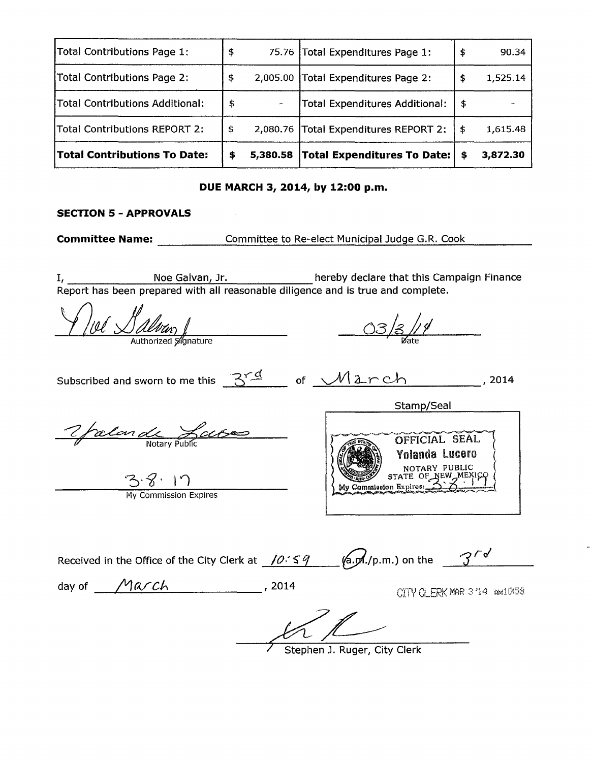| | | | |
|---|---|---|---|
| Total Contributions Page 1: | $ 75.76 | Total Expenditures Page 1: | $ 90.34 |
| Total Contributions Page 2: | $ 2,005.00 | Total Expenditures Page 2: | $ 1,525.14 |
| Total Contributions Additional: | $ - | Total Expenditures Additional: | $ - |
| Total Contributions REPORT 2: | $ 2,080.76 | Total Expenditures REPORT 2: | $ 1,615.48 |
| **Total Contributions To Date:** | **$ 5,380.58** | **Total Expenditures To Date:** | **$ 3,872.30** |

**DUE MARCH 3, 2014, by 12:00 p.m.**

**SECTION 5 - APPROVALS**

**Committee Name:** Committee to Re-elect Municipal Judge G.R. Cook

I, Noe Galvan, Jr. hereby declare that this Campaign Finance Report has been prepared with all reasonable diligence and is true and complete.

Noe Galvan Jr.
Authorized Signature

03/3/14
Date

Subscribed and sworn to me this 3rd of March, 2014

Yolanda Lucero
Notary Public

3.8.17
My Commission Expires

Stamp/Seal

OFFICIAL SEAL
Yolanda Lucero
NOTARY PUBLIC
STATE OF NEW MEXICO
My Commission Expires: 3.8.17

Received in the Office of the City Clerk at 10:59 (a.m./p.m.) on the 3rd day of March, 2014

CITY CLERK MAR 3 '14 AM10:59

Stephen J. Ruger, City Clerk